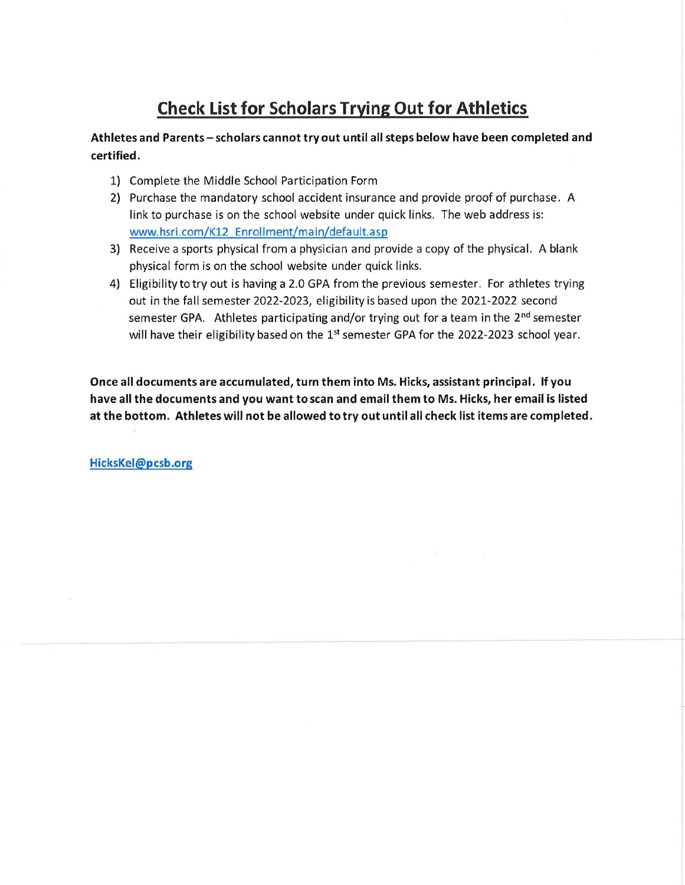# Check List for Scholars Trying Out for Athletics

**Athletes and Parents – scholars cannot try out until all steps below have been completed and certified.**

1) Complete the Middle School Participation Form
2) Purchase the mandatory school accident insurance and provide proof of purchase. A link to purchase is on the school website under quick links. The web address is: www.hsri.com/K12_Enrollment/main/default.asp
3) Receive a sports physical from a physician and provide a copy of the physical. A blank physical form is on the school website under quick links.
4) Eligibility to try out is having a 2.0 GPA from the previous semester. For athletes trying out in the fall semester 2022-2023, eligibility is based upon the 2021-2022 second semester GPA. Athletes participating and/or trying out for a team in the 2nd semester will have their eligibility based on the 1st semester GPA for the 2022-2023 school year.

**Once all documents are accumulated, turn them into Ms. Hicks, assistant principal. If you have all the documents and you want to scan and email them to Ms. Hicks, her email is listed at the bottom. Athletes will not be allowed to try out until all check list items are completed.**

HicksKel@pcsb.org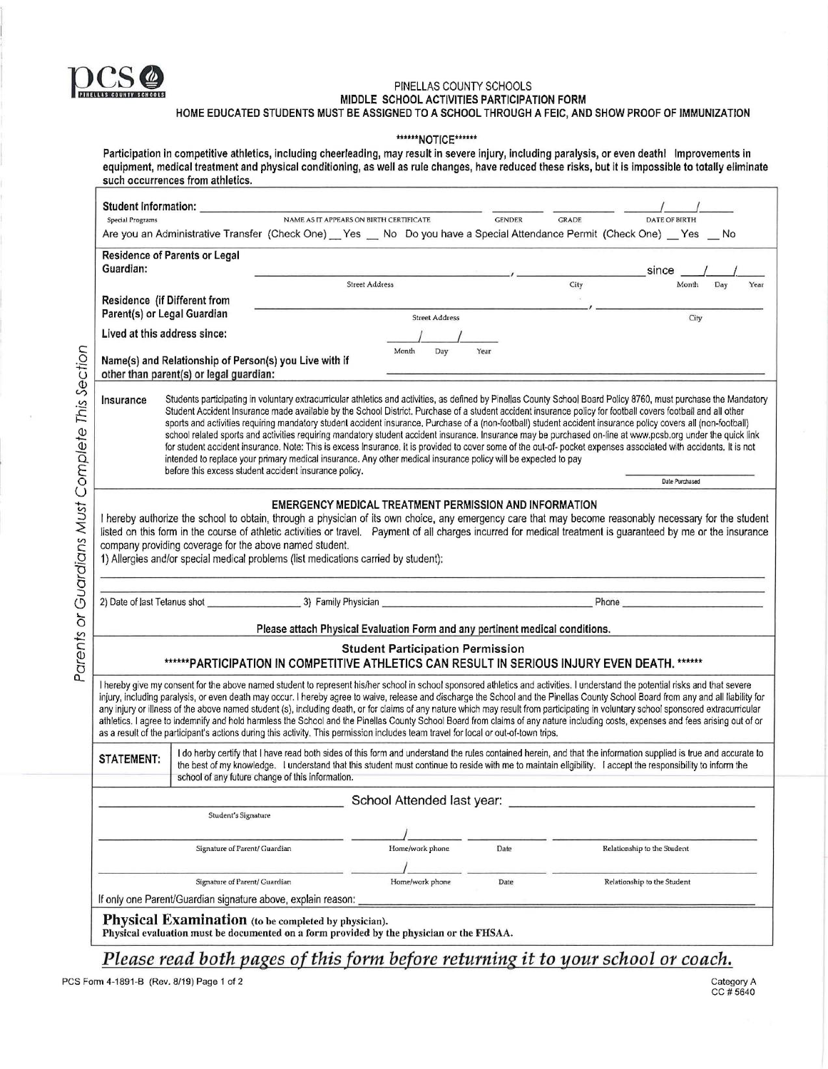PINELLAS COUNTY SCHOOLS

**MIDDLE SCHOOL ACTIVITIES PARTICIPATION FORM**

**HOME EDUCATED STUDENTS MUST BE ASSIGNED TO A SCHOOL THROUGH A FEIC, AND SHOW PROOF OF IMMUNIZATION**

******NOTICE******

**Participation in competitive athletics, including cheerleading, may result in severe injury, including paralysis, or even death! Improvements in equipment, medical treatment and physical conditioning, as well as rule changes, have reduced these risks, but it is impossible to totally eliminate such occurrences from athletics.**

*Parents or Guardians Must Complete This Section*

**Student Information:** ______________________ ________ ________ ____/____/____

Special Programs — NAME AS IT APPEARS ON BIRTH CERTIFICATE — GENDER — GRADE — DATE OF BIRTH

Are you an Administrative Transfer (Check One) __ Yes __ No Do you have a Special Attendance Permit (Check One) __ Yes __ No

**Residence of Parents or Legal Guardian:** ______________________, ______________ since ____/____/____

Street Address — City — Month Day Year

**Residence (if Different from Parent(s) or Legal Guardian** ______________________, ______________

Street Address — City

**Lived at this address since:** ____/____/____

Month Day Year

**Name(s) and Relationship of Person(s) you Live with if other than parent(s) or legal guardian:** ______________________

**Insurance** Students participating in voluntary extracurricular athletics and activities, as defined by Pinellas County School Board Policy 8760, must purchase the Mandatory Student Accident Insurance made available by the School District. Purchase of a student accident insurance policy for football covers football and all other sports and activities requiring mandatory student accident insurance. Purchase of a (non-football) student accident insurance policy covers all (non-football) school related sports and activities requiring mandatory student accident insurance. Insurance may be purchased on-line at www.pcsb.org under the quick link for student accident insurance. Note: This is excess Insurance. It is provided to cover some of the out-of- pocket expenses associated with accidents. It is not intended to replace your primary medical insurance. Any other medical insurance policy will be expected to pay before this excess student accident insurance policy.

______________ Date Purchased

**EMERGENCY MEDICAL TREATMENT PERMISSION AND INFORMATION**

I hereby authorize the school to obtain, through a physician of its own choice, any emergency care that may become reasonably necessary for the student listed on this form in the course of athletic activities or travel. Payment of all charges incurred for medical treatment is guaranteed by me or the insurance company providing coverage for the above named student.

1) Allergies and/or special medical problems (list medications carried by student):

______________________________________________

______________________________________________

2) Date of last Tetanus shot ______________ 3) Family Physician ______________________ Phone ______________

**Please attach Physical Evaluation Form and any pertinent medical conditions.**

**Student Participation Permission**

**\*\*\*\*\*\*PARTICIPATION IN COMPETITIVE ATHLETICS CAN RESULT IN SERIOUS INJURY EVEN DEATH. \*\*\*\*\*\***

I hereby give my consent for the above named student to represent his/her school in school sponsored athletics and activities. I understand the potential risks and that severe injury, including paralysis, or even death may occur. I hereby agree to waive, release and discharge the School and the Pinellas County School Board from any and all liability for any injury or illness of the above named student (s), including death, or for claims of any nature which may result from participating in voluntary school sponsored extracurricular athletics. I agree to indemnify and hold harmless the School and the Pinellas County School Board from claims of any nature including costs, expenses and fees arising out of or as a result of the participant's actions during this activity. This permission includes team travel for local or out-of-town trips.

**STATEMENT:** I do herby certify that I have read both sides of this form and understand the rules contained herein, and that the information supplied is true and accurate to the best of my knowledge. I understand that this student must continue to reside with me to maintain eligibility. I accept the responsibility to inform the school of any future change of this information.

______________________ School Attended last year: ______________________

Student's Signature

______________________ ____/______ __________ ______________________

Signature of Parent/ Guardian — Home/work phone — Date — Relationship to the Student

______________________ ____/______ __________ ______________________

Signature of Parent/ Guardian — Home/work phone — Date — Relationship to the Student

If only one Parent/Guardian signature above, explain reason: ______________________

**Physical Examination** (to be completed by physician).

**Physical evaluation must be documented on a form provided by the physician or the FHSAA.**

***Please read both pages of this form before returning it to your school or coach.***

PCS Form 4-1891-B (Rev. 8/19) Page 1 of 2

Category A
CC # 5640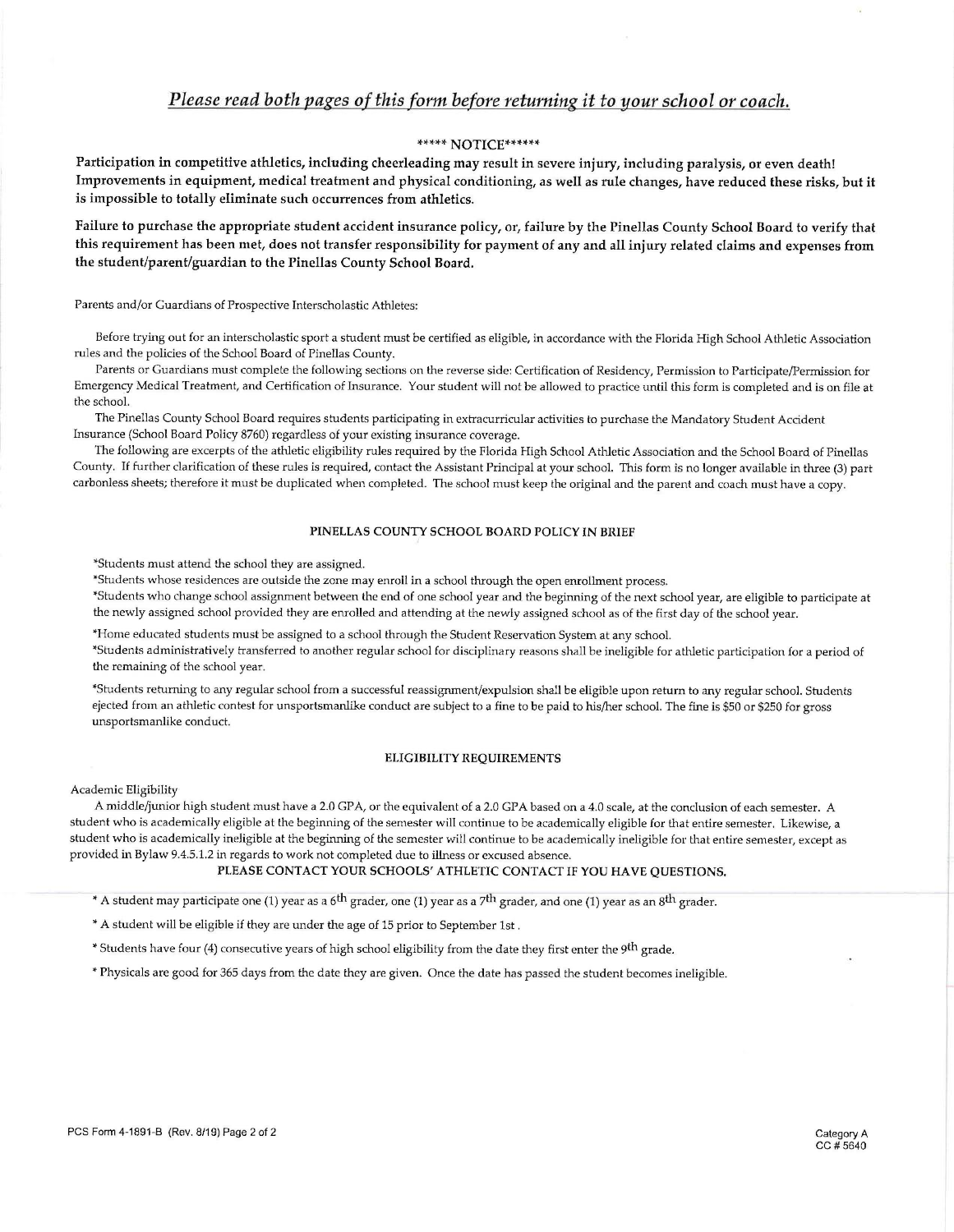*Please read both pages of this form before returning it to your school or coach.*

\*\*\*\*\* NOTICE\*\*\*\*\*\*

**Participation in competitive athletics, including cheerleading may result in severe injury, including paralysis, or even death! Improvements in equipment, medical treatment and physical conditioning, as well as rule changes, have reduced these risks, but it is impossible to totally eliminate such occurrences from athletics.**

**Failure to purchase the appropriate student accident insurance policy, or, failure by the Pinellas County School Board to verify that this requirement has been met, does not transfer responsibility for payment of any and all injury related claims and expenses from the student/parent/guardian to the Pinellas County School Board.**

Parents and/or Guardians of Prospective Interscholastic Athletes:

Before trying out for an interscholastic sport a student must be certified as eligible, in accordance with the Florida High School Athletic Association rules and the policies of the School Board of Pinellas County.

Parents or Guardians must complete the following sections on the reverse side: Certification of Residency, Permission to Participate/Permission for Emergency Medical Treatment, and Certification of Insurance. Your student will not be allowed to practice until this form is completed and is on file at the school.

The Pinellas County School Board requires students participating in extracurricular activities to purchase the Mandatory Student Accident Insurance (School Board Policy 8760) regardless of your existing insurance coverage.

The following are excerpts of the athletic eligibility rules required by the Florida High School Athletic Association and the School Board of Pinellas County. If further clarification of these rules is required, contact the Assistant Principal at your school. This form is no longer available in three (3) part carbonless sheets; therefore it must be duplicated when completed. The school must keep the original and the parent and coach must have a copy.

## PINELLAS COUNTY SCHOOL BOARD POLICY IN BRIEF

\*Students must attend the school they are assigned.

\*Students whose residences are outside the zone may enroll in a school through the open enrollment process.

\*Students who change school assignment between the end of one school year and the beginning of the next school year, are eligible to participate at the newly assigned school provided they are enrolled and attending at the newly assigned school as of the first day of the school year.

\*Home educated students must be assigned to a school through the Student Reservation System at any school.

\*Students administratively transferred to another regular school for disciplinary reasons shall be ineligible for athletic participation for a period of the remaining of the school year.

\*Students returning to any regular school from a successful reassignment/expulsion shall be eligible upon return to any regular school. Students ejected from an athletic contest for unsportsmanlike conduct are subject to a fine to be paid to his/her school. The fine is $50 or $250 for gross unsportsmanlike conduct.

## ELIGIBILITY REQUIREMENTS

Academic Eligibility

A middle/junior high student must have a 2.0 GPA, or the equivalent of a 2.0 GPA based on a 4.0 scale, at the conclusion of each semester. A student who is academically eligible at the beginning of the semester will continue to be academically eligible for that entire semester. Likewise, a student who is academically ineligible at the beginning of the semester will continue to be academically ineligible for that entire semester, except as provided in Bylaw 9.4.5.1.2 in regards to work not completed due to illness or excused absence.

**PLEASE CONTACT YOUR SCHOOLS' ATHLETIC CONTACT IF YOU HAVE QUESTIONS.**

\* A student may participate one (1) year as a 6th grader, one (1) year as a 7th grader, and one (1) year as an 8th grader.

\* A student will be eligible if they are under the age of 15 prior to September 1st.

\* Students have four (4) consecutive years of high school eligibility from the date they first enter the 9th grade.

\* Physicals are good for 365 days from the date they are given. Once the date has passed the student becomes ineligible.

PCS Form 4-1891-B (Rev. 8/19)

Category A
CC # 5640